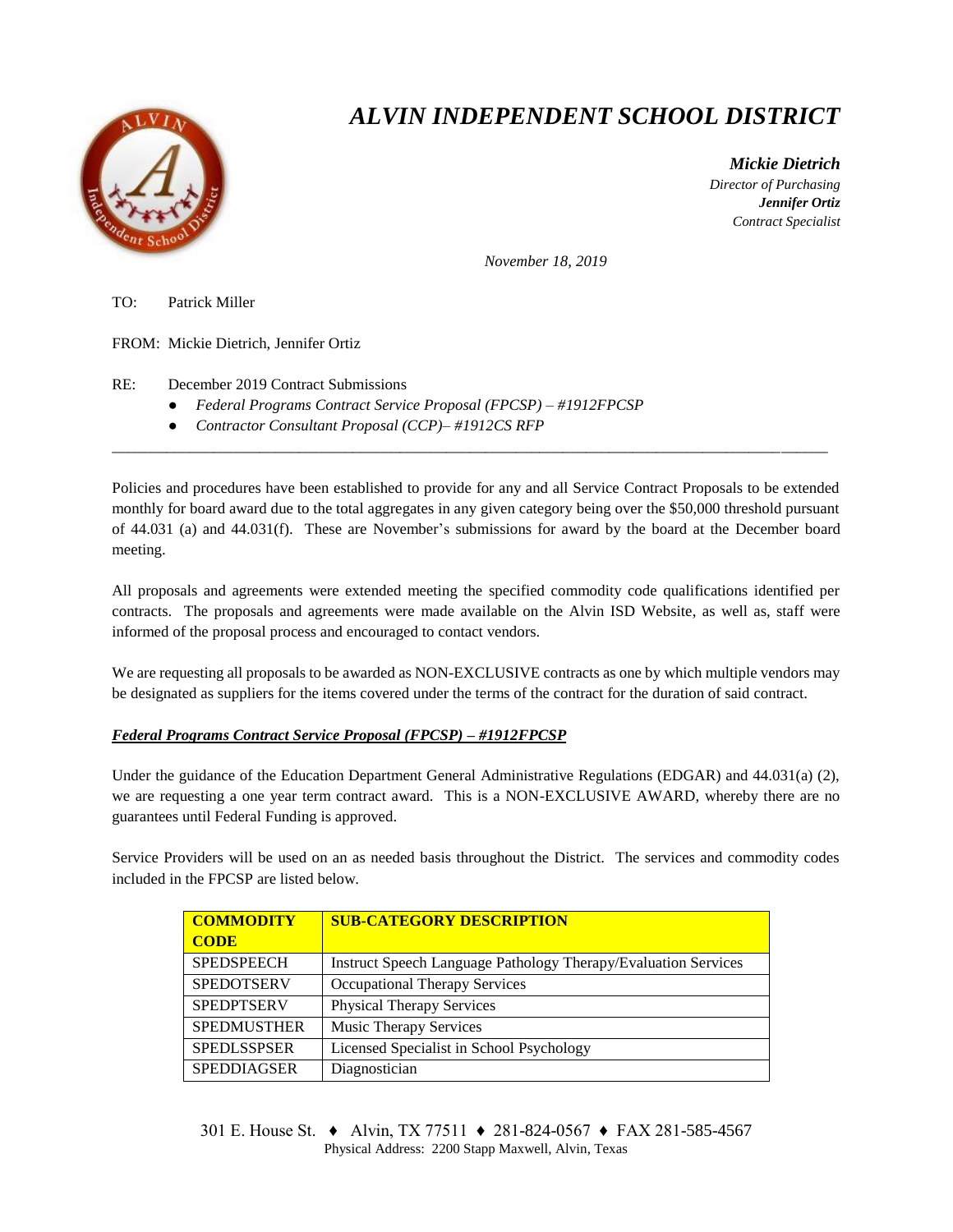# *ALVIN INDEPENDENT SCHOOL DISTRICT*

***Mickie Dietrich***
*Director of Purchasing*
***Jennifer Ortiz***
*Contract Specialist*

*November 18, 2019*

TO: Patrick Miller

FROM: Mickie Dietrich, Jennifer Ortiz

RE: December 2019 Contract Submissions

- *Federal Programs Contract Service Proposal (FPCSP) – #1912FPCSP*
- *Contractor Consultant Proposal (CCP)– #1912CS RFP*

---

Policies and procedures have been established to provide for any and all Service Contract Proposals to be extended monthly for board award due to the total aggregates in any given category being over the $50,000 threshold pursuant of 44.031 (a) and 44.031(f). These are November's submissions for award by the board at the December board meeting.

All proposals and agreements were extended meeting the specified commodity code qualifications identified per contracts. The proposals and agreements were made available on the Alvin ISD Website, as well as, staff were informed of the proposal process and encouraged to contact vendors.

We are requesting all proposals to be awarded as NON-EXCLUSIVE contracts as one by which multiple vendors may be designated as suppliers for the items covered under the terms of the contract for the duration of said contract.

***Federal Programs Contract Service Proposal (FPCSP) – #1912FPCSP***

Under the guidance of the Education Department General Administrative Regulations (EDGAR) and 44.031(a) (2), we are requesting a one year term contract award. This is a NON-EXCLUSIVE AWARD, whereby there are no guarantees until Federal Funding is approved.

Service Providers will be used on an as needed basis throughout the District. The services and commodity codes included in the FPCSP are listed below.

| COMMODITY CODE | SUB-CATEGORY DESCRIPTION |
|---|---|
| SPEDSPEECH | Instruct Speech Language Pathology Therapy/Evaluation Services |
| SPEDOTSERV | Occupational Therapy Services |
| SPEDPTSERV | Physical Therapy Services |
| SPEDMUSTHER | Music Therapy Services |
| SPEDLSSPSER | Licensed Specialist in School Psychology |
| SPEDDIAGSER | Diagnostician |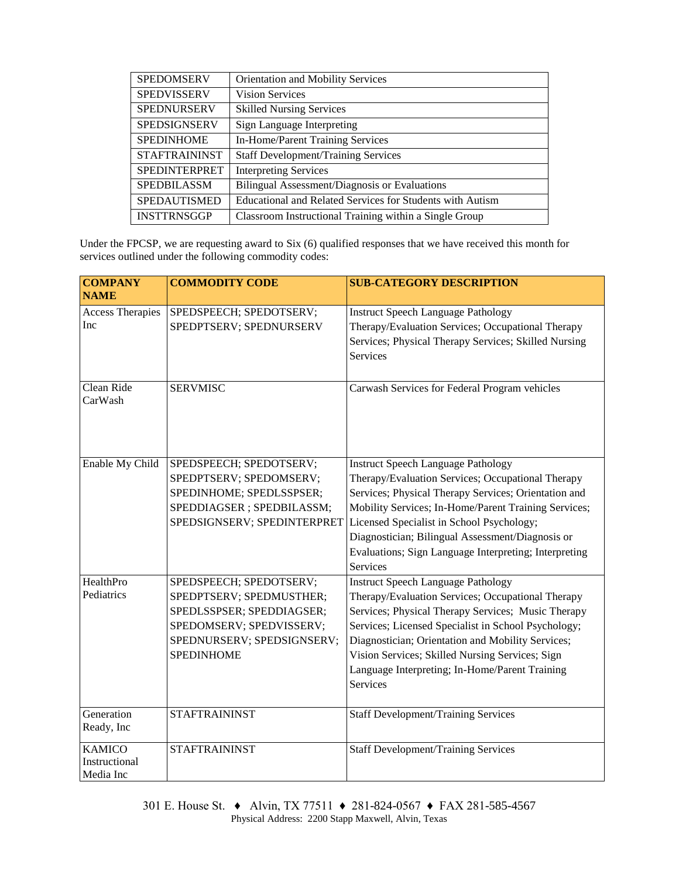| | |
|---|---|
| SPEDOMSERV | Orientation and Mobility Services |
| SPEDVISSERV | Vision Services |
| SPEDNURSERV | Skilled Nursing Services |
| SPEDSIGNSERV | Sign Language Interpreting |
| SPEDINHOME | In-Home/Parent Training Services |
| STAFTRAININST | Staff Development/Training Services |
| SPEDINTERPRET | Interpreting Services |
| SPEDBILASSM | Bilingual Assessment/Diagnosis or Evaluations |
| SPEDAUTISMED | Educational and Related Services for Students with Autism |
| INSTTRNSGGP | Classroom Instructional Training within a Single Group |

Under the FPCSP, we are requesting award to Six (6) qualified responses that we have received this month for services outlined under the following commodity codes:

| COMPANY NAME | COMMODITY CODE | SUB-CATEGORY DESCRIPTION |
|---|---|---|
| Access Therapies Inc | SPEDSPEECH; SPEDOTSERV; SPEDPTSERV; SPEDNURSERV | Instruct Speech Language Pathology Therapy/Evaluation Services; Occupational Therapy Services; Physical Therapy Services; Skilled Nursing Services |
| Clean Ride CarWash | SERVMISC | Carwash Services for Federal Program vehicles |
| Enable My Child | SPEDSPEECH; SPEDOTSERV; SPEDPTSERV; SPEDOMSERV; SPEDINHOME; SPEDLSSPSER; SPEDDIAGSER ; SPEDBILASSM; SPEDSIGNSERV; SPEDINTERPRET | Instruct Speech Language Pathology Therapy/Evaluation Services; Occupational Therapy Services; Physical Therapy Services; Orientation and Mobility Services; In-Home/Parent Training Services; Licensed Specialist in School Psychology; Diagnostician; Bilingual Assessment/Diagnosis or Evaluations; Sign Language Interpreting; Interpreting Services |
| HealthPro Pediatrics | SPEDSPEECH; SPEDOTSERV; SPEDPTSERV; SPEDMUSTHER; SPEDLSSPSER; SPEDDIAGSER; SPEDOMSERV; SPEDVISSERV; SPEDNURSERV; SPEDSIGNSERV; SPEDINHOME | Instruct Speech Language Pathology Therapy/Evaluation Services; Occupational Therapy Services; Physical Therapy Services; Music Therapy Services; Licensed Specialist in School Psychology; Diagnostician; Orientation and Mobility Services; Vision Services; Skilled Nursing Services; Sign Language Interpreting; In-Home/Parent Training Services |
| Generation Ready, Inc | STAFTRAININST | Staff Development/Training Services |
| KAMICO Instructional Media Inc | STAFTRAININST | Staff Development/Training Services |

301 E. House St. ♦ Alvin, TX 77511 ♦ 281-824-0567 ♦ FAX 281-585-4567
Physical Address: 2200 Stapp Maxwell, Alvin, Texas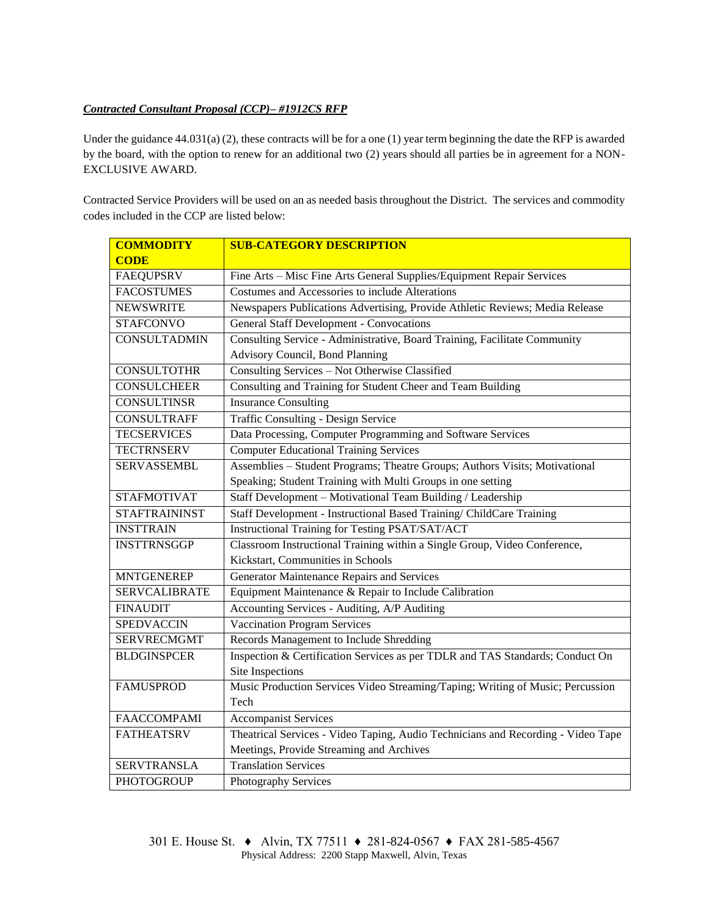***Contracted Consultant Proposal (CCP)– #1912CS RFP***

Under the guidance 44.031(a) (2), these contracts will be for a one (1) year term beginning the date the RFP is awarded by the board, with the option to renew for an additional two (2) years should all parties be in agreement for a NON-EXCLUSIVE AWARD.

Contracted Service Providers will be used on an as needed basis throughout the District. The services and commodity codes included in the CCP are listed below:

| **COMMODITY CODE** | **SUB-CATEGORY DESCRIPTION** |
|---|---|
| FAEQUPSRV | Fine Arts – Misc Fine Arts General Supplies/Equipment Repair Services |
| FACOSTUMES | Costumes and Accessories to include Alterations |
| NEWSWRITE | Newspapers Publications Advertising, Provide Athletic Reviews; Media Release |
| STAFCONVO | General Staff Development - Convocations |
| CONSULTADMIN | Consulting Service - Administrative, Board Training, Facilitate Community Advisory Council, Bond Planning |
| CONSULTOTHR | Consulting Services – Not Otherwise Classified |
| CONSULCHEER | Consulting and Training for Student Cheer and Team Building |
| CONSULTINSR | Insurance Consulting |
| CONSULTRAFF | Traffic Consulting - Design Service |
| TECSERVICES | Data Processing, Computer Programming and Software Services |
| TECTRNSERV | Computer Educational Training Services |
| SERVASSEMBL | Assemblies – Student Programs; Theatre Groups; Authors Visits; Motivational Speaking; Student Training with Multi Groups in one setting |
| STAFMOTIVAT | Staff Development – Motivational Team Building / Leadership |
| STAFTRAININST | Staff Development - Instructional Based Training/ ChildCare Training |
| INSTTRAIN | Instructional Training for Testing PSAT/SAT/ACT |
| INSTTRNSGGP | Classroom Instructional Training within a Single Group, Video Conference, Kickstart, Communities in Schools |
| MNTGENEREP | Generator Maintenance Repairs and Services |
| SERVCALIBRATE | Equipment Maintenance & Repair to Include Calibration |
| FINAUDIT | Accounting Services - Auditing, A/P Auditing |
| SPEDVACCIN | Vaccination Program Services |
| SERVRECMGMT | Records Management to Include Shredding |
| BLDGINSPCER | Inspection & Certification Services as per TDLR and TAS Standards; Conduct On Site Inspections |
| FAMUSPROD | Music Production Services Video Streaming/Taping; Writing of Music; Percussion Tech |
| FAACCOMPAMI | Accompanist Services |
| FATHEATSRV | Theatrical Services - Video Taping, Audio Technicians and Recording - Video Tape Meetings, Provide Streaming and Archives |
| SERVTRANSLA | Translation Services |
| PHOTOGROUP | Photography Services |

301 E. House St. ♦ Alvin, TX 77511 ♦ 281-824-0567 ♦ FAX 281-585-4567
Physical Address: 2200 Stapp Maxwell, Alvin, Texas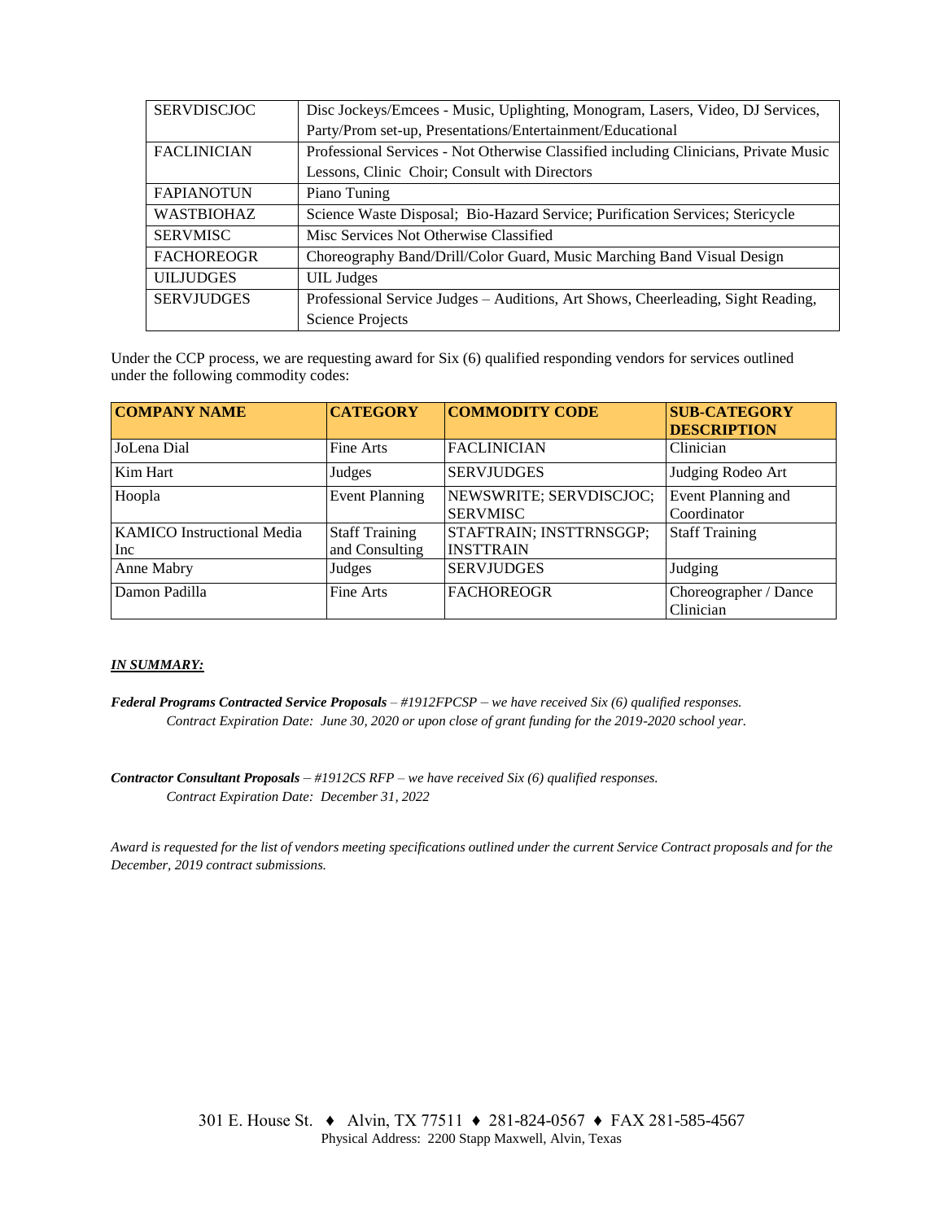| | |
|---|---|
| SERVDISCJOC | Disc Jockeys/Emcees - Music, Uplighting, Monogram, Lasers, Video, DJ Services, Party/Prom set-up, Presentations/Entertainment/Educational |
| FACLINICIAN | Professional Services - Not Otherwise Classified including Clinicians, Private Music Lessons, Clinic Choir; Consult with Directors |
| FAPIANOTUN | Piano Tuning |
| WASTBIOHAZ | Science Waste Disposal; Bio-Hazard Service; Purification Services; Stericycle |
| SERVMISC | Misc Services Not Otherwise Classified |
| FACHOREOGR | Choreography Band/Drill/Color Guard, Music Marching Band Visual Design |
| UILJUDGES | UIL Judges |
| SERVJUDGES | Professional Service Judges – Auditions, Art Shows, Cheerleading, Sight Reading, Science Projects |

Under the CCP process, we are requesting award for Six (6) qualified responding vendors for services outlined under the following commodity codes:

| COMPANY NAME | CATEGORY | COMMODITY CODE | SUB-CATEGORY DESCRIPTION |
|---|---|---|---|
| JoLena Dial | Fine Arts | FACLINICIAN | Clinician |
| Kim Hart | Judges | SERVJUDGES | Judging Rodeo Art |
| Hoopla | Event Planning | NEWSWRITE; SERVDISCJOC; SERVMISC | Event Planning and Coordinator |
| KAMICO Instructional Media Inc | Staff Training and Consulting | STAFTRAIN; INSTTRNSGGP; INSTTRAIN | Staff Training |
| Anne Mabry | Judges | SERVJUDGES | Judging |
| Damon Padilla | Fine Arts | FACHOREOGR | Choreographer / Dance Clinician |

***IN SUMMARY:***

***Federal Programs Contracted Service Proposals** – #1912FPCSP – we have received Six (6) qualified responses.*
*Contract Expiration Date: June 30, 2020 or upon close of grant funding for the 2019-2020 school year.*

***Contractor Consultant Proposals** – #1912CS RFP – we have received Six (6) qualified responses.*
*Contract Expiration Date: December 31, 2022*

*Award is requested for the list of vendors meeting specifications outlined under the current Service Contract proposals and for the December, 2019 contract submissions.*

301 E. House St. ♦ Alvin, TX 77511 ♦ 281-824-0567 ♦ FAX 281-585-4567
Physical Address: 2200 Stapp Maxwell, Alvin, Texas